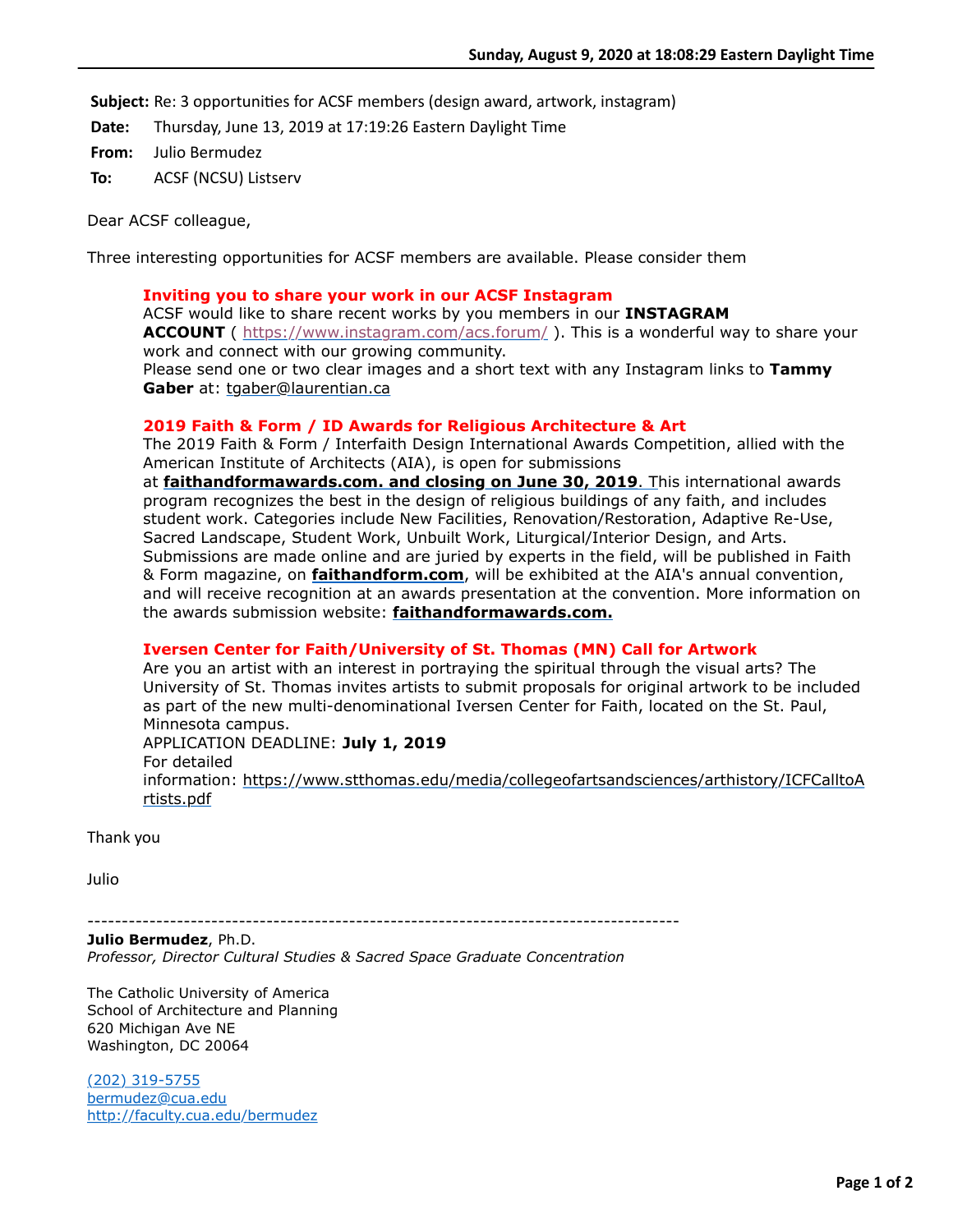**Subject:** Re: 3 opportunities for ACSF members (design award, artwork, instagram)

**Date:** Thursday, June 13, 2019 at 17:19:26 Eastern Daylight Time

**From:** Julio Bermudez

**To:** ACSF (NCSU) Listserv

Dear ACSF colleague,

Three interesting opportunities for ACSF members are available. Please consider them

> **Inviting you to share your work in our ACSF Instagram**
> ACSF would like to share recent works by you members in our **INSTAGRAM ACCOUNT** ( https://www.instagram.com/acs.forum/ ). This is a wonderful way to share your work and connect with our growing community.
> Please send one or two clear images and a short text with any Instagram links to **Tammy Gaber** at: tgaber@laurentian.ca
>
> **2019 Faith & Form / ID Awards for Religious Architecture & Art**
> The 2019 Faith & Form / Interfaith Design International Awards Competition, allied with the American Institute of Architects (AIA), is open for submissions at **faithandformawards.com. and closing on June 30, 2019**. This international awards program recognizes the best in the design of religious buildings of any faith, and includes student work. Categories include New Facilities, Renovation/Restoration, Adaptive Re-Use, Sacred Landscape, Student Work, Unbuilt Work, Liturgical/Interior Design, and Arts. Submissions are made online and are juried by experts in the field, will be published in Faith & Form magazine, on **faithandform.com**, will be exhibited at the AIA's annual convention, and will receive recognition at an awards presentation at the convention. More information on the awards submission website: **faithandformawards.com.**
>
> **Iversen Center for Faith/University of St. Thomas (MN) Call for Artwork**
> Are you an artist with an interest in portraying the spiritual through the visual arts? The University of St. Thomas invites artists to submit proposals for original artwork to be included as part of the new multi-denominational Iversen Center for Faith, located on the St. Paul, Minnesota campus.
> APPLICATION DEADLINE: **July 1, 2019**
> For detailed information: https://www.stthomas.edu/media/collegeofartsandsciences/arthistory/ICFCalltoArtists.pdf

Thank you

Julio

-------------------------------------------------------------------------------------

**Julio Bermudez**, Ph.D.
*Professor, Director Cultural Studies & Sacred Space Graduate Concentration*

The Catholic University of America
School of Architecture and Planning
620 Michigan Ave NE
Washington, DC 20064

(202) 319-5755
bermudez@cua.edu
http://faculty.cua.edu/bermudez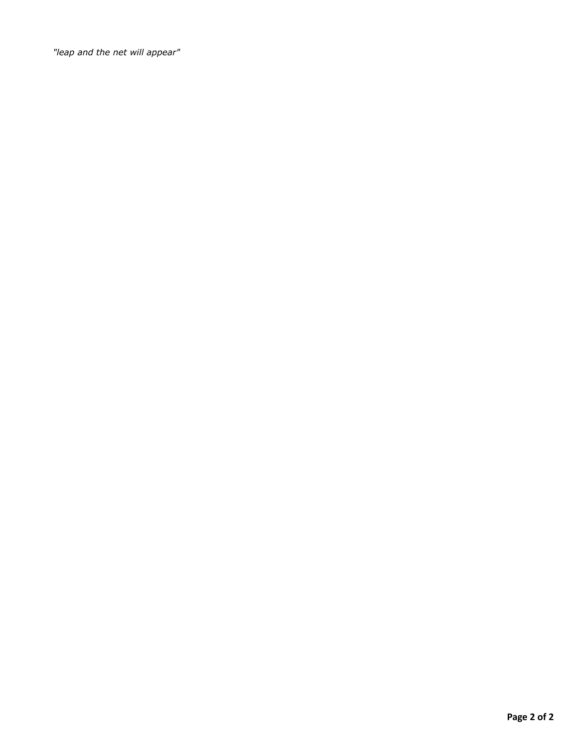*"leap and the net will appear"*